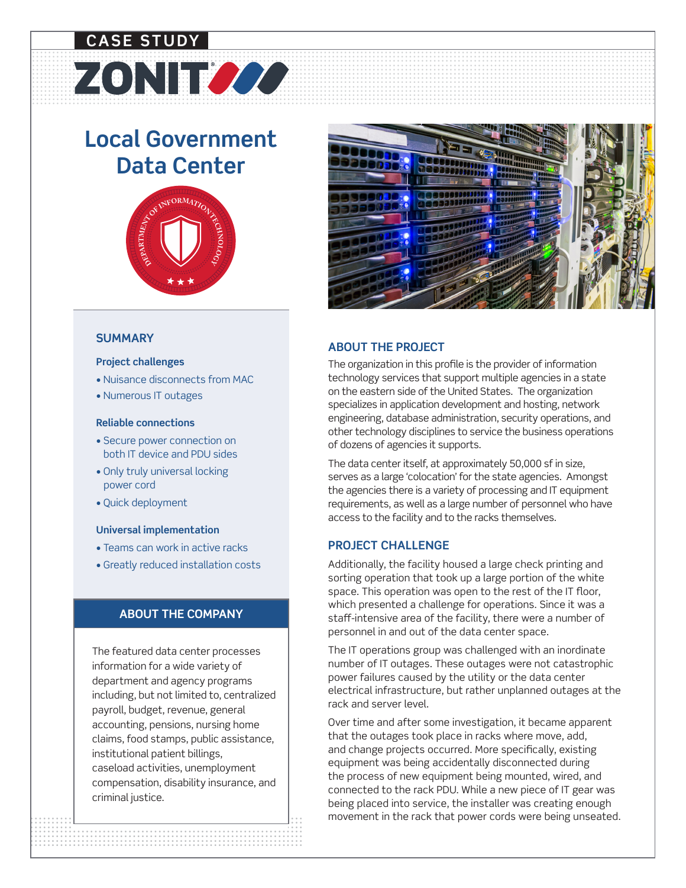CASE STUDY

ZONIT

# Local Government Data Center

## SUMMARY

### Project challenges

- Nuisance disconnects from MAC
- Numerous IT outages

### Reliable connections

- Secure power connection on both IT device and PDU sides
- Only truly universal locking power cord
- Quick deployment

### Universal implementation

- Teams can work in active racks
- Greatly reduced installation costs

## ABOUT THE COMPANY

The featured data center processes information for a wide variety of department and agency programs including, but not limited to, centralized payroll, budget, revenue, general accounting, pensions, nursing home claims, food stamps, public assistance, institutional patient billings, caseload activities, unemployment compensation, disability insurance, and criminal justice.

## ABOUT THE PROJECT

The organization in this profile is the provider of information technology services that support multiple agencies in a state on the eastern side of the United States. The organization specializes in application development and hosting, network engineering, database administration, security operations, and other technology disciplines to service the business operations of dozens of agencies it supports.

The data center itself, at approximately 50,000 sf in size, serves as a large 'colocation' for the state agencies. Amongst the agencies there is a variety of processing and IT equipment requirements, as well as a large number of personnel who have access to the facility and to the racks themselves.

## PROJECT CHALLENGE

Additionally, the facility housed a large check printing and sorting operation that took up a large portion of the white space. This operation was open to the rest of the IT floor, which presented a challenge for operations. Since it was a staff-intensive area of the facility, there were a number of personnel in and out of the data center space.

The IT operations group was challenged with an inordinate number of IT outages. These outages were not catastrophic power failures caused by the utility or the data center electrical infrastructure, but rather unplanned outages at the rack and server level.

Over time and after some investigation, it became apparent that the outages took place in racks where move, add, and change projects occurred. More specifically, existing equipment was being accidentally disconnected during the process of new equipment being mounted, wired, and connected to the rack PDU. While a new piece of IT gear was being placed into service, the installer was creating enough movement in the rack that power cords were being unseated.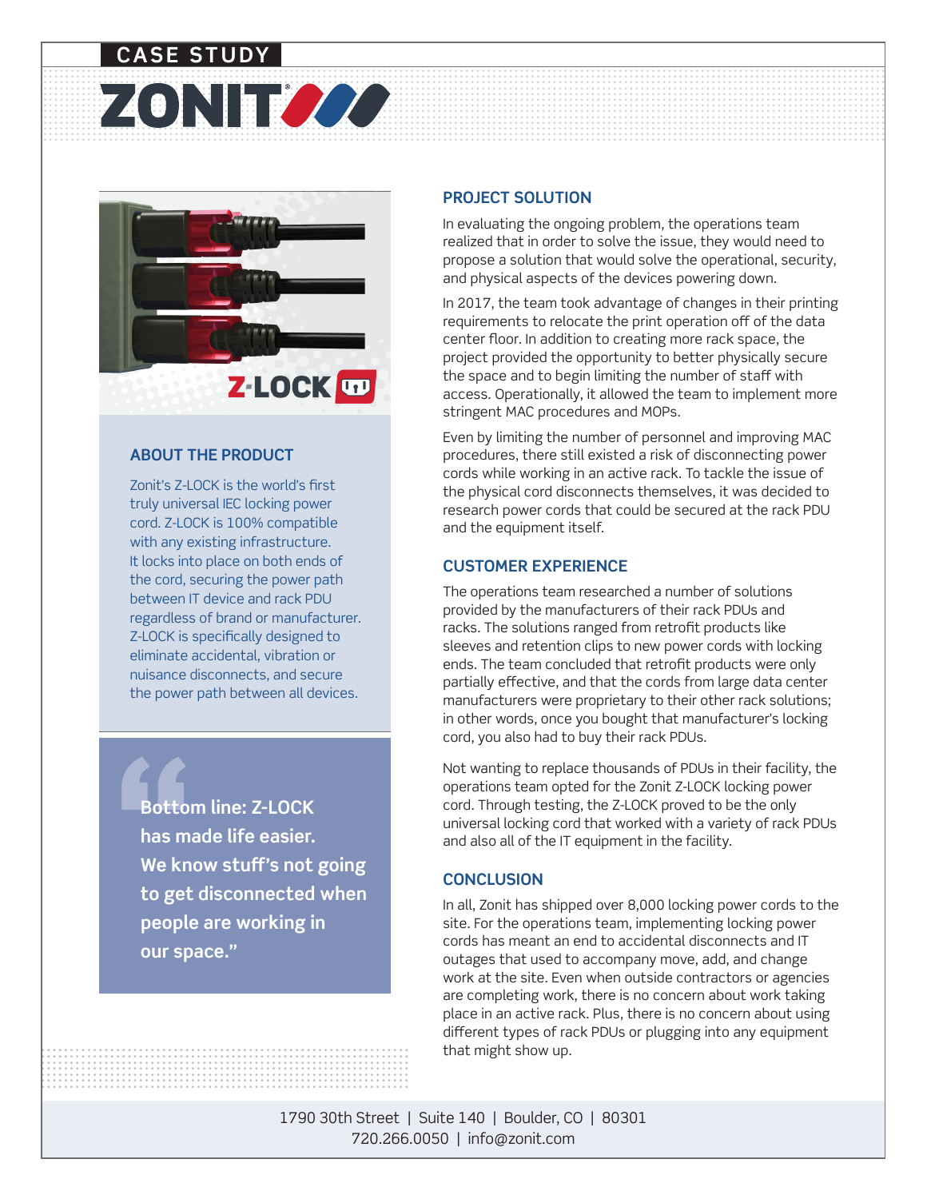CASE STUDY

ZONIT

Z-LOCK

## ABOUT THE PRODUCT

Zonit's Z-LOCK is the world's first truly universal IEC locking power cord. Z-LOCK is 100% compatible with any existing infrastructure. It locks into place on both ends of the cord, securing the power path between IT device and rack PDU regardless of brand or manufacturer. Z-LOCK is specifically designed to eliminate accidental, vibration or nuisance disconnects, and secure the power path between all devices.

> **"Bottom line: Z-LOCK has made life easier. We know stuff's not going to get disconnected when people are working in our space."**

## PROJECT SOLUTION

In evaluating the ongoing problem, the operations team realized that in order to solve the issue, they would need to propose a solution that would solve the operational, security, and physical aspects of the devices powering down.

In 2017, the team took advantage of changes in their printing requirements to relocate the print operation off of the data center floor. In addition to creating more rack space, the project provided the opportunity to better physically secure the space and to begin limiting the number of staff with access. Operationally, it allowed the team to implement more stringent MAC procedures and MOPs.

Even by limiting the number of personnel and improving MAC procedures, there still existed a risk of disconnecting power cords while working in an active rack. To tackle the issue of the physical cord disconnects themselves, it was decided to research power cords that could be secured at the rack PDU and the equipment itself.

## CUSTOMER EXPERIENCE

The operations team researched a number of solutions provided by the manufacturers of their rack PDUs and racks. The solutions ranged from retrofit products like sleeves and retention clips to new power cords with locking ends. The team concluded that retrofit products were only partially effective, and that the cords from large data center manufacturers were proprietary to their other rack solutions; in other words, once you bought that manufacturer's locking cord, you also had to buy their rack PDUs.

Not wanting to replace thousands of PDUs in their facility, the operations team opted for the Zonit Z-LOCK locking power cord. Through testing, the Z-LOCK proved to be the only universal locking cord that worked with a variety of rack PDUs and also all of the IT equipment in the facility.

## CONCLUSION

In all, Zonit has shipped over 8,000 locking power cords to the site. For the operations team, implementing locking power cords has meant an end to accidental disconnects and IT outages that used to accompany move, add, and change work at the site. Even when outside contractors or agencies are completing work, there is no concern about work taking place in an active rack. Plus, there is no concern about using different types of rack PDUs or plugging into any equipment that might show up.

1790 30th Street | Suite 140 | Boulder, CO | 80301
720.266.0050 | info@zonit.com